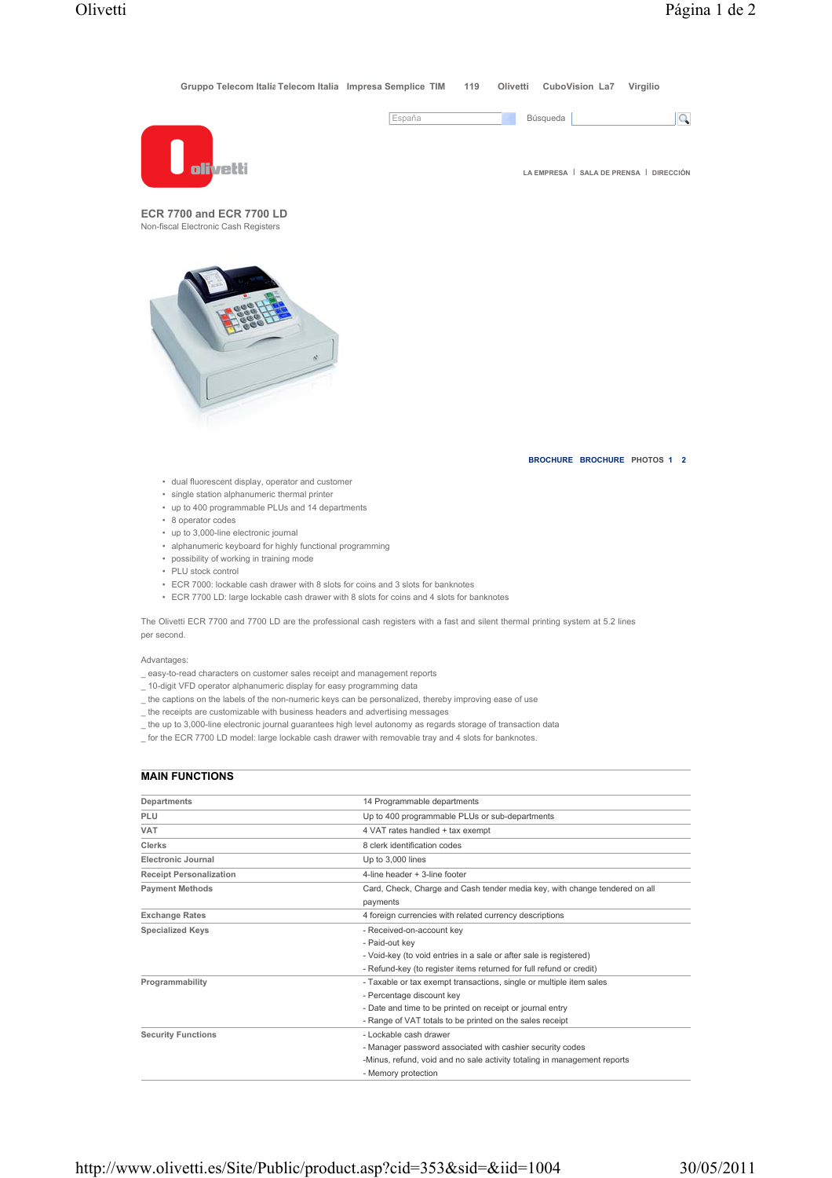Gruppo Telecom Italia Telecom Italia Impresa Semplice TIM 119 Olivetti CuboVision La7 Virgilio

España Búsqueda

LA EMPRESA | SALA DE PRENSA | DIRECCIÓN

## ECR 7700 and ECR 7700 LD

Non-fiscal Electronic Cash Registers

BROCHURE BROCHURE PHOTOS 1 2

- dual fluorescent display, operator and customer
- single station alphanumeric thermal printer
- up to 400 programmable PLUs and 14 departments
- 8 operator codes
- up to 3,000-line electronic journal
- alphanumeric keyboard for highly functional programming
- possibility of working in training mode
- PLU stock control
- ECR 7000: lockable cash drawer with 8 slots for coins and 3 slots for banknotes
- ECR 7700 LD: large lockable cash drawer with 8 slots for coins and 4 slots for banknotes

The Olivetti ECR 7700 and 7700 LD are the professional cash registers with a fast and silent thermal printing system at 5.2 lines per second.

Advantages:

_ easy-to-read characters on customer sales receipt and management reports
_ 10-digit VFD operator alphanumeric display for easy programming data
_ the captions on the labels of the non-numeric keys can be personalized, thereby improving ease of use
_ the receipts are customizable with business headers and advertising messages
_ the up to 3,000-line electronic journal guarantees high level autonomy as regards storage of transaction data
_ for the ECR 7700 LD model: large lockable cash drawer with removable tray and 4 slots for banknotes.

### MAIN FUNCTIONS

| | |
|---|---|
| **Departments** | 14 Programmable departments |
| **PLU** | Up to 400 programmable PLUs or sub-departments |
| **VAT** | 4 VAT rates handled + tax exempt |
| **Clerks** | 8 clerk identification codes |
| **Electronic Journal** | Up to 3,000 lines |
| **Receipt Personalization** | 4-line header + 3-line footer |
| **Payment Methods** | Card, Check, Charge and Cash tender media key, with change tendered on all payments |
| **Exchange Rates** | 4 foreign currencies with related currency descriptions |
| **Specialized Keys** | - Received-on-account key<br>- Paid-out key<br>- Void-key (to void entries in a sale or after sale is registered)<br>- Refund-key (to register items returned for full refund or credit) |
| **Programmability** | - Taxable or tax exempt transactions, single or multiple item sales<br>- Percentage discount key<br>- Date and time to be printed on receipt or journal entry<br>- Range of VAT totals to be printed on the sales receipt |
| **Security Functions** | - Lockable cash drawer<br>- Manager password associated with cashier security codes<br>-Minus, refund, void and no sale activity totaling in management reports<br>- Memory protection |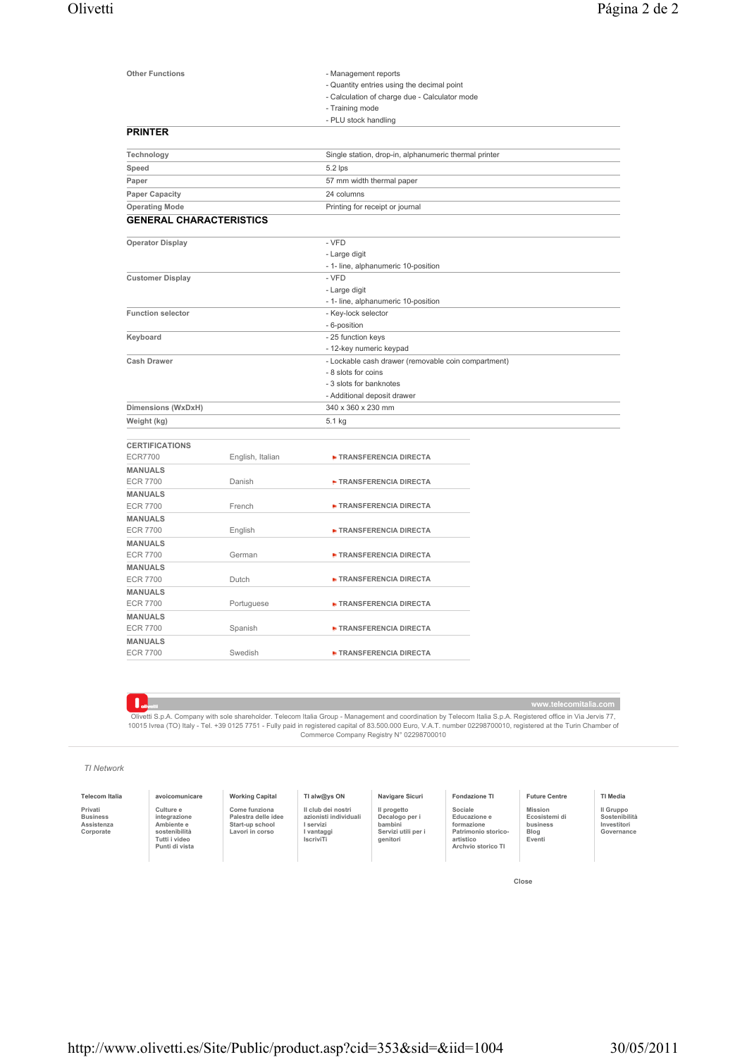| | |
|---|---|
| Other Functions | - Management reports<br>- Quantity entries using the decimal point<br>- Calculation of charge due - Calculator mode<br>- Training mode<br>- PLU stock handling |

## PRINTER

| | |
|---|---|
| Technology | Single station, drop-in, alphanumeric thermal printer |
| Speed | 5.2 lps |
| Paper | 57 mm width thermal paper |
| Paper Capacity | 24 columns |
| Operating Mode | Printing for receipt or journal |

## GENERAL CHARACTERISTICS

| | |
|---|---|
| Operator Display | - VFD<br>- Large digit<br>- 1- line, alphanumeric 10-position |
| Customer Display | - VFD<br>- Large digit<br>- 1- line, alphanumeric 10-position |
| Function selector | - Key-lock selector<br>- 6-position |
| Keyboard | - 25 function keys<br>- 12-key numeric keypad |
| Cash Drawer | - Lockable cash drawer (removable coin compartment)<br>- 8 slots for coins<br>- 3 slots for banknotes<br>- Additional deposit drawer |
| Dimensions (WxDxH) | 340 x 360 x 230 mm |
| Weight (kg) | 5.1 kg |

| | | |
|---|---|---|
| **CERTIFICATIONS**<br>ECR7700 | English, Italian | TRANSFERENCIA DIRECTA |
| **MANUALS**<br>ECR 7700 | Danish | TRANSFERENCIA DIRECTA |
| **MANUALS**<br>ECR 7700 | French | TRANSFERENCIA DIRECTA |
| **MANUALS**<br>ECR 7700 | English | TRANSFERENCIA DIRECTA |
| **MANUALS**<br>ECR 7700 | German | TRANSFERENCIA DIRECTA |
| **MANUALS**<br>ECR 7700 | Dutch | TRANSFERENCIA DIRECTA |
| **MANUALS**<br>ECR 7700 | Portuguese | TRANSFERENCIA DIRECTA |
| **MANUALS**<br>ECR 7700 | Spanish | TRANSFERENCIA DIRECTA |
| **MANUALS**<br>ECR 7700 | Swedish | TRANSFERENCIA DIRECTA |

www.telecomitalia.com

Olivetti S.p.A. Company with sole shareholder. Telecom Italia Group - Management and coordination by Telecom Italia S.p.A. Registered office in Via Jervis 77, 10015 Ivrea (TO) Italy - Tel. +39 0125 7751 - Fully paid in registered capital of 83.500.000 Euro, V.A.T. number 02298700010, registered at the Turin Chamber of Commerce Company Registry N° 02298700010

*TI Network*

| Telecom Italia | avoicomunicare | Working Capital | TI alw@ys ON | Navigare Sicuri | Fondazione TI | Future Centre | TI Media |
|---|---|---|---|---|---|---|---|
| Privati<br>Business<br>Assistenza<br>Corporate | Culture e integrazione<br>Ambiente e sostenibilità<br>Tutti i video<br>Punti di vista | Come funziona<br>Palestra delle idee<br>Start-up school<br>Lavori in corso | Il club dei nostri azionisti individuali<br>I servizi<br>I vantaggi<br>IscriviTi | Il progetto<br>Decalogo per i bambini<br>Servizi utili per i genitori | Sociale<br>Educazione e formazione<br>Patrimonio storico-artistico<br>Archvio storico TI | Mission<br>Ecosistemi di business<br>Blog<br>Eventi | Il Gruppo<br>Sostenibilità<br>Investitori<br>Governance |

Close